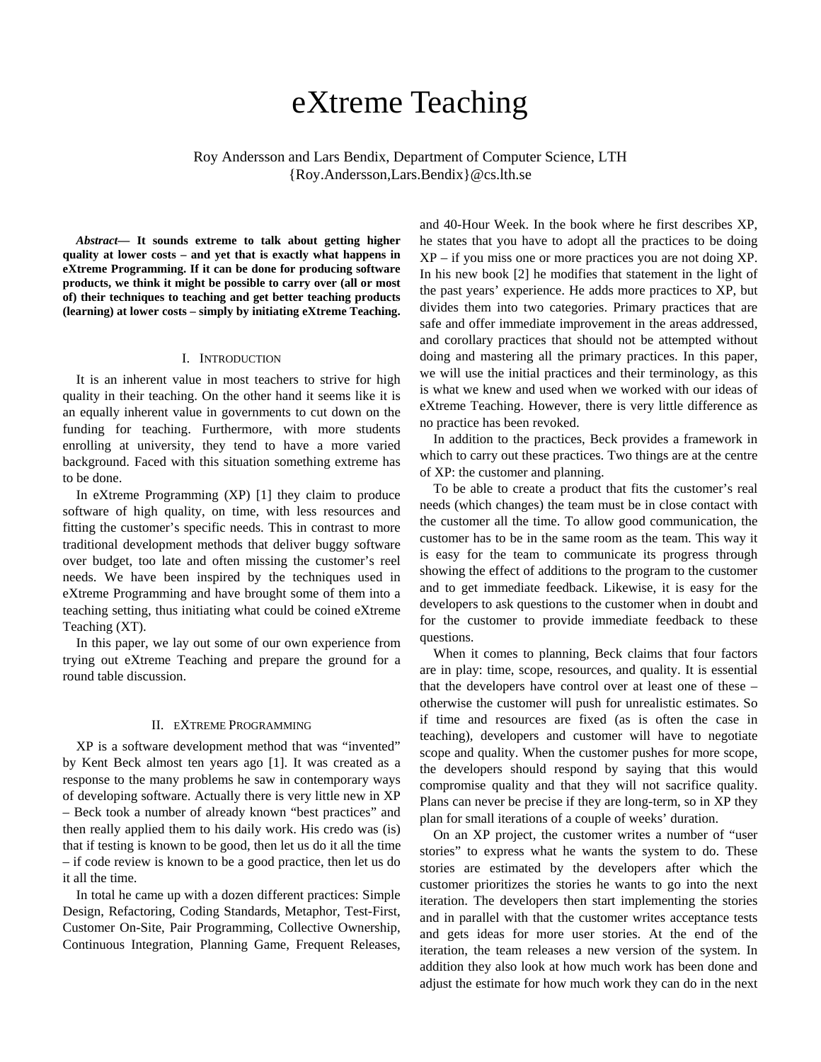# eXtreme Teaching

Roy Andersson and Lars Bendix, Department of Computer Science, LTH
{Roy.Andersson,Lars.Bendix}@cs.lth.se

***Abstract*— It sounds extreme to talk about getting higher quality at lower costs – and yet that is exactly what happens in eXtreme Programming. If it can be done for producing software products, we think it might be possible to carry over (all or most of) their techniques to teaching and get better teaching products (learning) at lower costs – simply by initiating eXtreme Teaching.**

## I. Introduction

It is an inherent value in most teachers to strive for high quality in their teaching. On the other hand it seems like it is an equally inherent value in governments to cut down on the funding for teaching. Furthermore, with more students enrolling at university, they tend to have a more varied background. Faced with this situation something extreme has to be done.

In eXtreme Programming (XP) [1] they claim to produce software of high quality, on time, with less resources and fitting the customer's specific needs. This in contrast to more traditional development methods that deliver buggy software over budget, too late and often missing the customer's reel needs. We have been inspired by the techniques used in eXtreme Programming and have brought some of them into a teaching setting, thus initiating what could be coined eXtreme Teaching (XT).

In this paper, we lay out some of our own experience from trying out eXtreme Teaching and prepare the ground for a round table discussion.

## II. eXtreme Programming

XP is a software development method that was "invented" by Kent Beck almost ten years ago [1]. It was created as a response to the many problems he saw in contemporary ways of developing software. Actually there is very little new in XP – Beck took a number of already known "best practices" and then really applied them to his daily work. His credo was (is) that if testing is known to be good, then let us do it all the time – if code review is known to be a good practice, then let us do it all the time.

In total he came up with a dozen different practices: Simple Design, Refactoring, Coding Standards, Metaphor, Test-First, Customer On-Site, Pair Programming, Collective Ownership, Continuous Integration, Planning Game, Frequent Releases, and 40-Hour Week. In the book where he first describes XP, he states that you have to adopt all the practices to be doing XP – if you miss one or more practices you are not doing XP. In his new book [2] he modifies that statement in the light of the past years' experience. He adds more practices to XP, but divides them into two categories. Primary practices that are safe and offer immediate improvement in the areas addressed, and corollary practices that should not be attempted without doing and mastering all the primary practices. In this paper, we will use the initial practices and their terminology, as this is what we knew and used when we worked with our ideas of eXtreme Teaching. However, there is very little difference as no practice has been revoked.

In addition to the practices, Beck provides a framework in which to carry out these practices. Two things are at the centre of XP: the customer and planning.

To be able to create a product that fits the customer's real needs (which changes) the team must be in close contact with the customer all the time. To allow good communication, the customer has to be in the same room as the team. This way it is easy for the team to communicate its progress through showing the effect of additions to the program to the customer and to get immediate feedback. Likewise, it is easy for the developers to ask questions to the customer when in doubt and for the customer to provide immediate feedback to these questions.

When it comes to planning, Beck claims that four factors are in play: time, scope, resources, and quality. It is essential that the developers have control over at least one of these – otherwise the customer will push for unrealistic estimates. So if time and resources are fixed (as is often the case in teaching), developers and customer will have to negotiate scope and quality. When the customer pushes for more scope, the developers should respond by saying that this would compromise quality and that they will not sacrifice quality. Plans can never be precise if they are long-term, so in XP they plan for small iterations of a couple of weeks' duration.

On an XP project, the customer writes a number of "user stories" to express what he wants the system to do. These stories are estimated by the developers after which the customer prioritizes the stories he wants to go into the next iteration. The developers then start implementing the stories and in parallel with that the customer writes acceptance tests and gets ideas for more user stories. At the end of the iteration, the team releases a new version of the system. In addition they also look at how much work has been done and adjust the estimate for how much work they can do in the next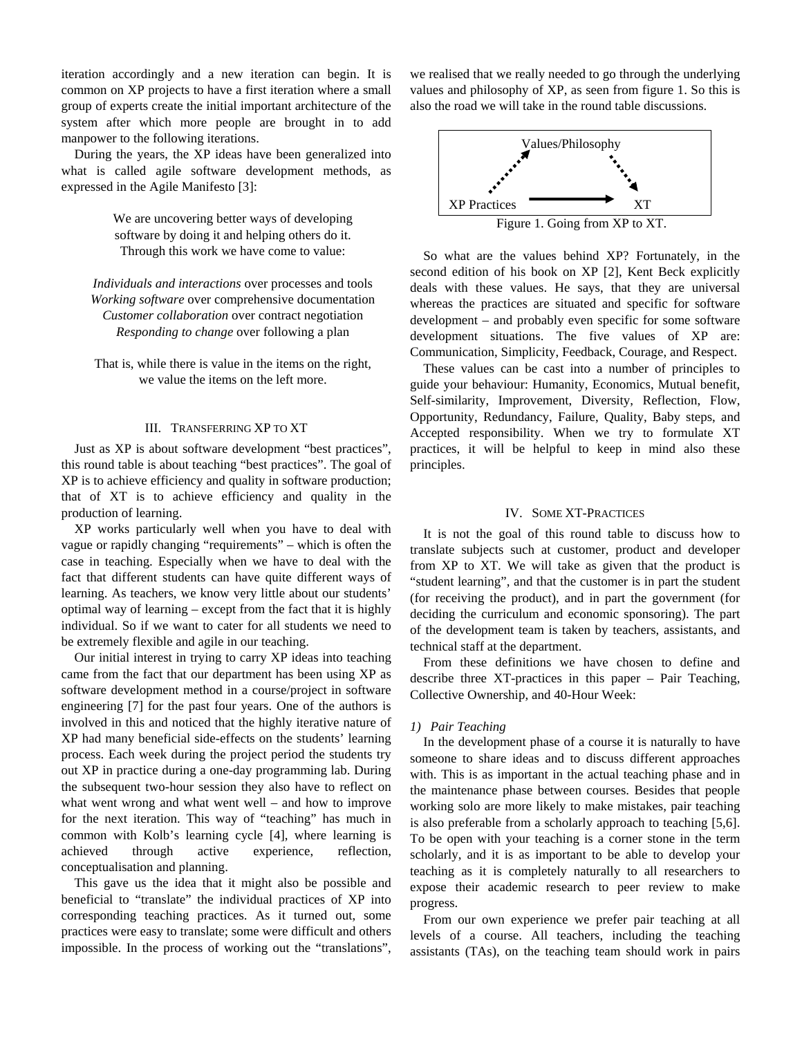iteration accordingly and a new iteration can begin. It is common on XP projects to have a first iteration where a small group of experts create the initial important architecture of the system after which more people are brought in to add manpower to the following iterations.

During the years, the XP ideas have been generalized into what is called agile software development methods, as expressed in the Agile Manifesto [3]:

> We are uncovering better ways of developing software by doing it and helping others do it. Through this work we have come to value:
>
> *Individuals and interactions* over processes and tools
> *Working software* over comprehensive documentation
> *Customer collaboration* over contract negotiation
> *Responding to change* over following a plan
>
> That is, while there is value in the items on the right, we value the items on the left more.

## III. Transferring XP to XT

Just as XP is about software development "best practices", this round table is about teaching "best practices". The goal of XP is to achieve efficiency and quality in software production; that of XT is to achieve efficiency and quality in the production of learning.

XP works particularly well when you have to deal with vague or rapidly changing "requirements" – which is often the case in teaching. Especially when we have to deal with the fact that different students can have quite different ways of learning. As teachers, we know very little about our students' optimal way of learning – except from the fact that it is highly individual. So if we want to cater for all students we need to be extremely flexible and agile in our teaching.

Our initial interest in trying to carry XP ideas into teaching came from the fact that our department has been using XP as software development method in a course/project in software engineering [7] for the past four years. One of the authors is involved in this and noticed that the highly iterative nature of XP had many beneficial side-effects on the students' learning process. Each week during the project period the students try out XP in practice during a one-day programming lab. During the subsequent two-hour session they also have to reflect on what went wrong and what went well – and how to improve for the next iteration. This way of "teaching" has much in common with Kolb's learning cycle [4], where learning is achieved through active experience, reflection, conceptualisation and planning.

This gave us the idea that it might also be possible and beneficial to "translate" the individual practices of XP into corresponding teaching practices. As it turned out, some practices were easy to translate; some were difficult and others impossible. In the process of working out the "translations", we realised that we really needed to go through the underlying values and philosophy of XP, as seen from figure 1. So this is also the road we will take in the round table discussions.

Values/Philosophy

XP Practices → XT

Figure 1. Going from XP to XT.

So what are the values behind XP? Fortunately, in the second edition of his book on XP [2], Kent Beck explicitly deals with these values. He says, that they are universal whereas the practices are situated and specific for software development – and probably even specific for some software development situations. The five values of XP are: Communication, Simplicity, Feedback, Courage, and Respect.

These values can be cast into a number of principles to guide your behaviour: Humanity, Economics, Mutual benefit, Self-similarity, Improvement, Diversity, Reflection, Flow, Opportunity, Redundancy, Failure, Quality, Baby steps, and Accepted responsibility. When we try to formulate XT practices, it will be helpful to keep in mind also these principles.

## IV. Some XT-Practices

It is not the goal of this round table to discuss how to translate subjects such at customer, product and developer from XP to XT. We will take as given that the product is "student learning", and that the customer is in part the student (for receiving the product), and in part the government (for deciding the curriculum and economic sponsoring). The part of the development team is taken by teachers, assistants, and technical staff at the department.

From these definitions we have chosen to define and describe three XT-practices in this paper – Pair Teaching, Collective Ownership, and 40-Hour Week:

### *1) Pair Teaching*

In the development phase of a course it is naturally to have someone to share ideas and to discuss different approaches with. This is as important in the actual teaching phase and in the maintenance phase between courses. Besides that people working solo are more likely to make mistakes, pair teaching is also preferable from a scholarly approach to teaching [5,6]. To be open with your teaching is a corner stone in the term scholarly, and it is as important to be able to develop your teaching as it is completely naturally to all researchers to expose their academic research to peer review to make progress.

From our own experience we prefer pair teaching at all levels of a course. All teachers, including the teaching assistants (TAs), on the teaching team should work in pairs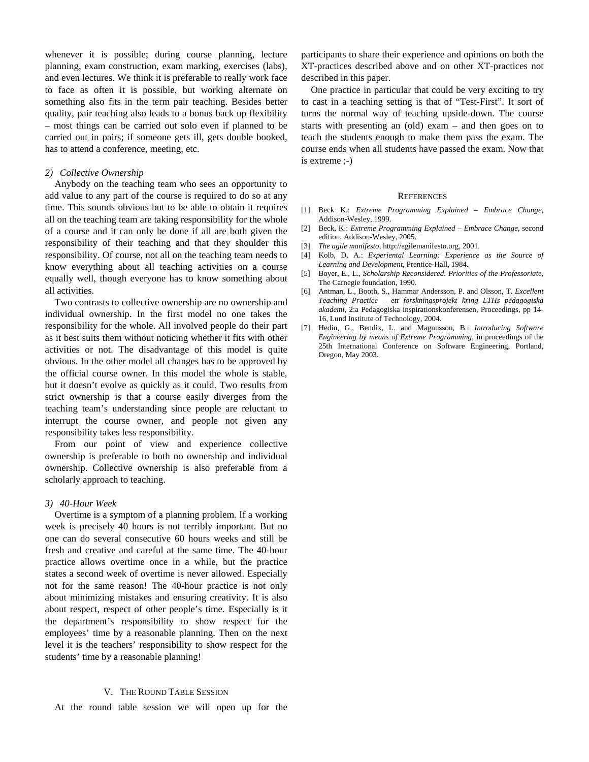whenever it is possible; during course planning, lecture planning, exam construction, exam marking, exercises (labs), and even lectures. We think it is preferable to really work face to face as often it is possible, but working alternate on something also fits in the term pair teaching. Besides better quality, pair teaching also leads to a bonus back up flexibility – most things can be carried out solo even if planned to be carried out in pairs; if someone gets ill, gets double booked, has to attend a conference, meeting, etc.

### *2) Collective Ownership*

Anybody on the teaching team who sees an opportunity to add value to any part of the course is required to do so at any time. This sounds obvious but to be able to obtain it requires all on the teaching team are taking responsibility for the whole of a course and it can only be done if all are both given the responsibility of their teaching and that they shoulder this responsibility. Of course, not all on the teaching team needs to know everything about all teaching activities on a course equally well, though everyone has to know something about all activities.

Two contrasts to collective ownership are no ownership and individual ownership. In the first model no one takes the responsibility for the whole. All involved people do their part as it best suits them without noticing whether it fits with other activities or not. The disadvantage of this model is quite obvious. In the other model all changes has to be approved by the official course owner. In this model the whole is stable, but it doesn't evolve as quickly as it could. Two results from strict ownership is that a course easily diverges from the teaching team's understanding since people are reluctant to interrupt the course owner, and people not given any responsibility takes less responsibility.

From our point of view and experience collective ownership is preferable to both no ownership and individual ownership. Collective ownership is also preferable from a scholarly approach to teaching.

### *3) 40-Hour Week*

Overtime is a symptom of a planning problem. If a working week is precisely 40 hours is not terribly important. But no one can do several consecutive 60 hours weeks and still be fresh and creative and careful at the same time. The 40-hour practice allows overtime once in a while, but the practice states a second week of overtime is never allowed. Especially not for the same reason! The 40-hour practice is not only about minimizing mistakes and ensuring creativity. It is also about respect, respect of other people's time. Especially is it the department's responsibility to show respect for the employees' time by a reasonable planning. Then on the next level it is the teachers' responsibility to show respect for the students' time by a reasonable planning!

## V. The Round Table Session

At the round table session we will open up for the participants to share their experience and opinions on both the XT-practices described above and on other XT-practices not described in this paper.

One practice in particular that could be very exciting to try to cast in a teaching setting is that of "Test-First". It sort of turns the normal way of teaching upside-down. The course starts with presenting an (old) exam – and then goes on to teach the students enough to make them pass the exam. The course ends when all students have passed the exam. Now that is extreme ;-)

## References

[1] Beck K.: *Extreme Programming Explained – Embrace Change*, Addison-Wesley, 1999.

[2] Beck, K.: *Extreme Programming Explained – Embrace Change*, second edition, Addison-Wesley, 2005.

[3] *The agile manifesto*, http://agilemanifesto.org, 2001.

[4] Kolb, D. A.: *Experiental Learning: Experience as the Source of Learning and Development*, Prentice-Hall, 1984.

[5] Boyer, E., L., *Scholarship Reconsidered. Priorities of the Professoriate*, The Carnegie foundation, 1990.

[6] Antman, L., Booth, S., Hammar Andersson, P. and Olsson, T. *Excellent Teaching Practice – ett forskningsprojekt kring LTHs pedagogiska akademi*, 2:a Pedagogiska inspirationskonferensen, Proceedings, pp 14-16, Lund Institute of Technology, 2004.

[7] Hedin, G., Bendix, L. and Magnusson, B.: *Introducing Software Engineering by means of Extreme Programming*, in proceedings of the 25th International Conference on Software Engineering, Portland, Oregon, May 2003.